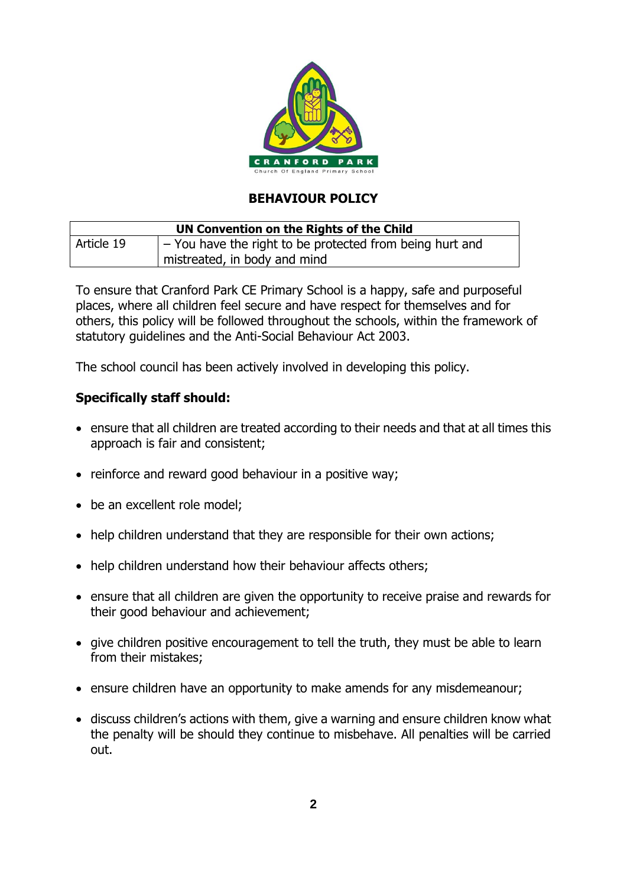# BEHAVIOUR POLICY

| UN Convention on the Rights of the Child | |
|---|---|
| Article 19 | – You have the right to be protected from being hurt and mistreated, in body and mind |

To ensure that Cranford Park CE Primary School is a happy, safe and purposeful places, where all children feel secure and have respect for themselves and for others, this policy will be followed throughout the schools, within the framework of statutory guidelines and the Anti-Social Behaviour Act 2003.

The school council has been actively involved in developing this policy.

**Specifically staff should:**

- ensure that all children are treated according to their needs and that at all times this approach is fair and consistent;
- reinforce and reward good behaviour in a positive way;
- be an excellent role model;
- help children understand that they are responsible for their own actions;
- help children understand how their behaviour affects others;
- ensure that all children are given the opportunity to receive praise and rewards for their good behaviour and achievement;
- give children positive encouragement to tell the truth, they must be able to learn from their mistakes;
- ensure children have an opportunity to make amends for any misdemeanour;
- discuss children's actions with them, give a warning and ensure children know what the penalty will be should they continue to misbehave. All penalties will be carried out.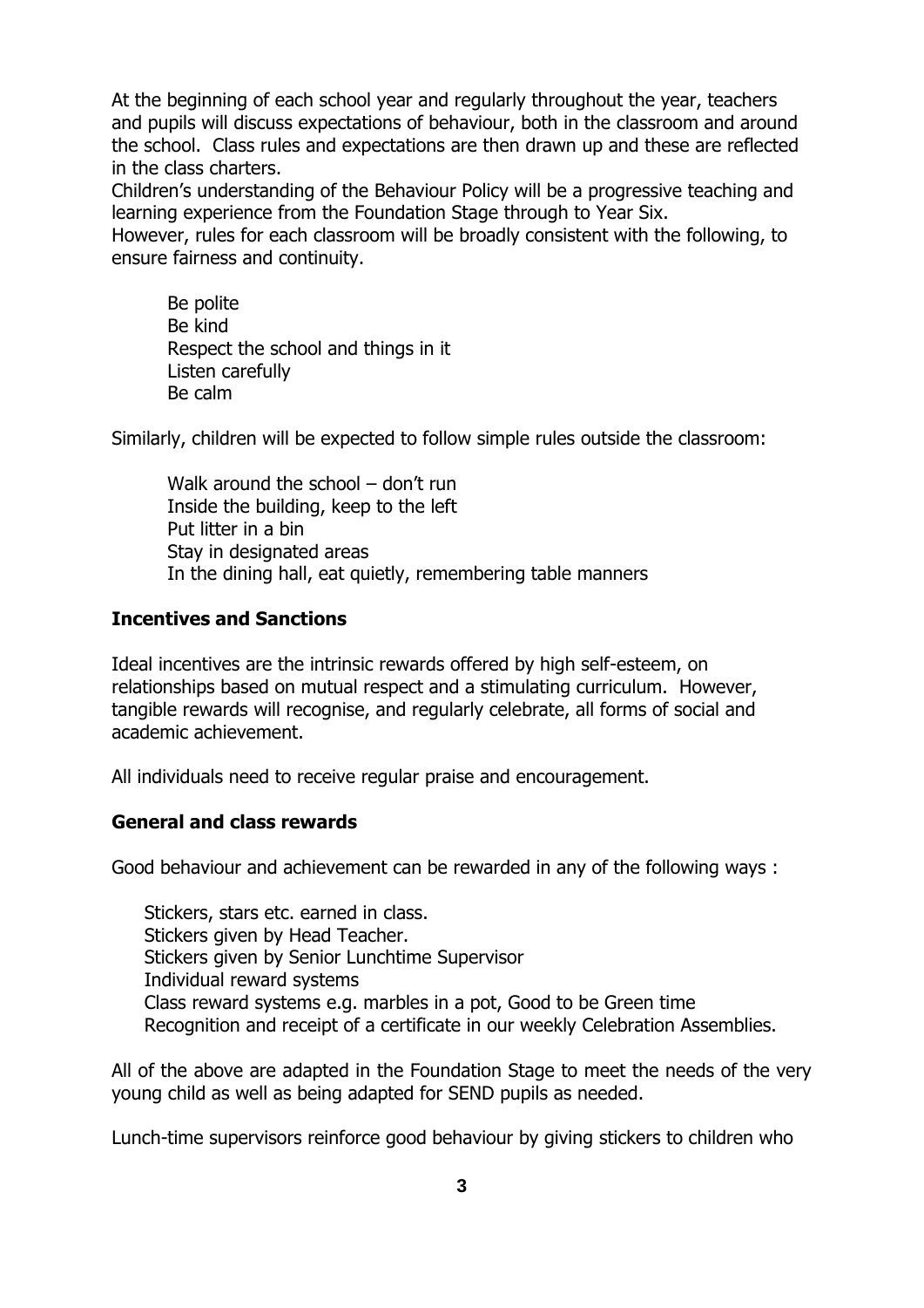At the beginning of each school year and regularly throughout the year, teachers and pupils will discuss expectations of behaviour, both in the classroom and around the school. Class rules and expectations are then drawn up and these are reflected in the class charters.
Children's understanding of the Behaviour Policy will be a progressive teaching and learning experience from the Foundation Stage through to Year Six.
However, rules for each classroom will be broadly consistent with the following, to ensure fairness and continuity.

Be polite
Be kind
Respect the school and things in it
Listen carefully
Be calm

Similarly, children will be expected to follow simple rules outside the classroom:

Walk around the school – don't run
Inside the building, keep to the left
Put litter in a bin
Stay in designated areas
In the dining hall, eat quietly, remembering table manners

**Incentives and Sanctions**

Ideal incentives are the intrinsic rewards offered by high self-esteem, on relationships based on mutual respect and a stimulating curriculum. However, tangible rewards will recognise, and regularly celebrate, all forms of social and academic achievement.

All individuals need to receive regular praise and encouragement.

**General and class rewards**

Good behaviour and achievement can be rewarded in any of the following ways :

Stickers, stars etc. earned in class.
Stickers given by Head Teacher.
Stickers given by Senior Lunchtime Supervisor
Individual reward systems
Class reward systems e.g. marbles in a pot, Good to be Green time
Recognition and receipt of a certificate in our weekly Celebration Assemblies.

All of the above are adapted in the Foundation Stage to meet the needs of the very young child as well as being adapted for SEND pupils as needed.

Lunch-time supervisors reinforce good behaviour by giving stickers to children who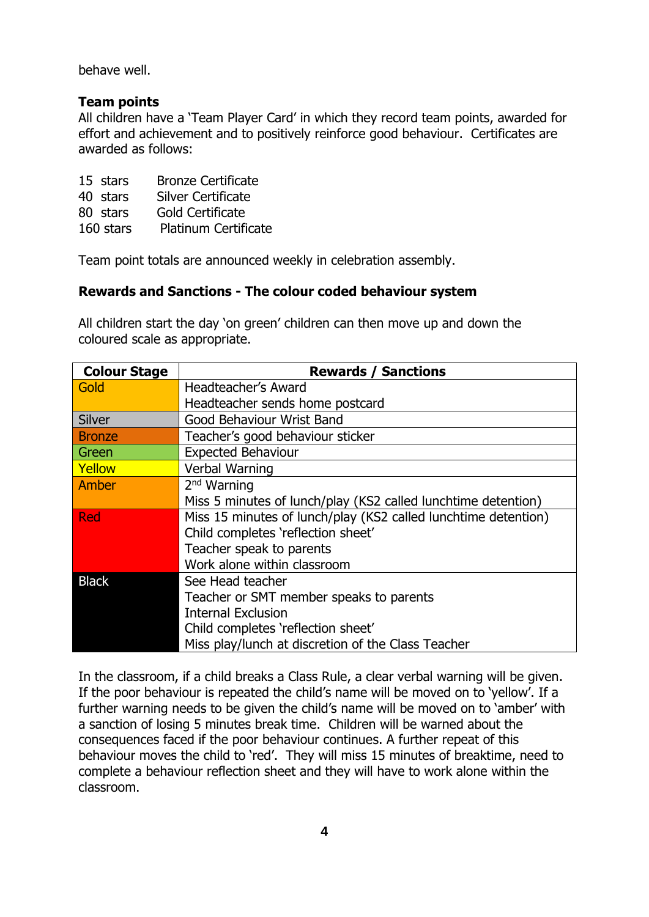behave well.

**Team points**
All children have a 'Team Player Card' in which they record team points, awarded for effort and achievement and to positively reinforce good behaviour. Certificates are awarded as follows:

15 stars Bronze Certificate
40 stars Silver Certificate
80 stars Gold Certificate
160 stars Platinum Certificate

Team point totals are announced weekly in celebration assembly.

**Rewards and Sanctions - The colour coded behaviour system**

All children start the day 'on green' children can then move up and down the coloured scale as appropriate.

| Colour Stage | Rewards / Sanctions |
|---|---|
| Gold | Headteacher's Award<br>Headteacher sends home postcard |
| Silver | Good Behaviour Wrist Band |
| Bronze | Teacher's good behaviour sticker |
| Green | Expected Behaviour |
| Yellow | Verbal Warning |
| Amber | 2nd Warning<br>Miss 5 minutes of lunch/play (KS2 called lunchtime detention) |
| Red | Miss 15 minutes of lunch/play (KS2 called lunchtime detention)<br>Child completes 'reflection sheet'<br>Teacher speak to parents<br>Work alone within classroom |
| Black | See Head teacher<br>Teacher or SMT member speaks to parents<br>Internal Exclusion<br>Child completes 'reflection sheet'<br>Miss play/lunch at discretion of the Class Teacher |

In the classroom, if a child breaks a Class Rule, a clear verbal warning will be given. If the poor behaviour is repeated the child's name will be moved on to 'yellow'. If a further warning needs to be given the child's name will be moved on to 'amber' with a sanction of losing 5 minutes break time. Children will be warned about the consequences faced if the poor behaviour continues. A further repeat of this behaviour moves the child to 'red'. They will miss 15 minutes of breaktime, need to complete a behaviour reflection sheet and they will have to work alone within the classroom.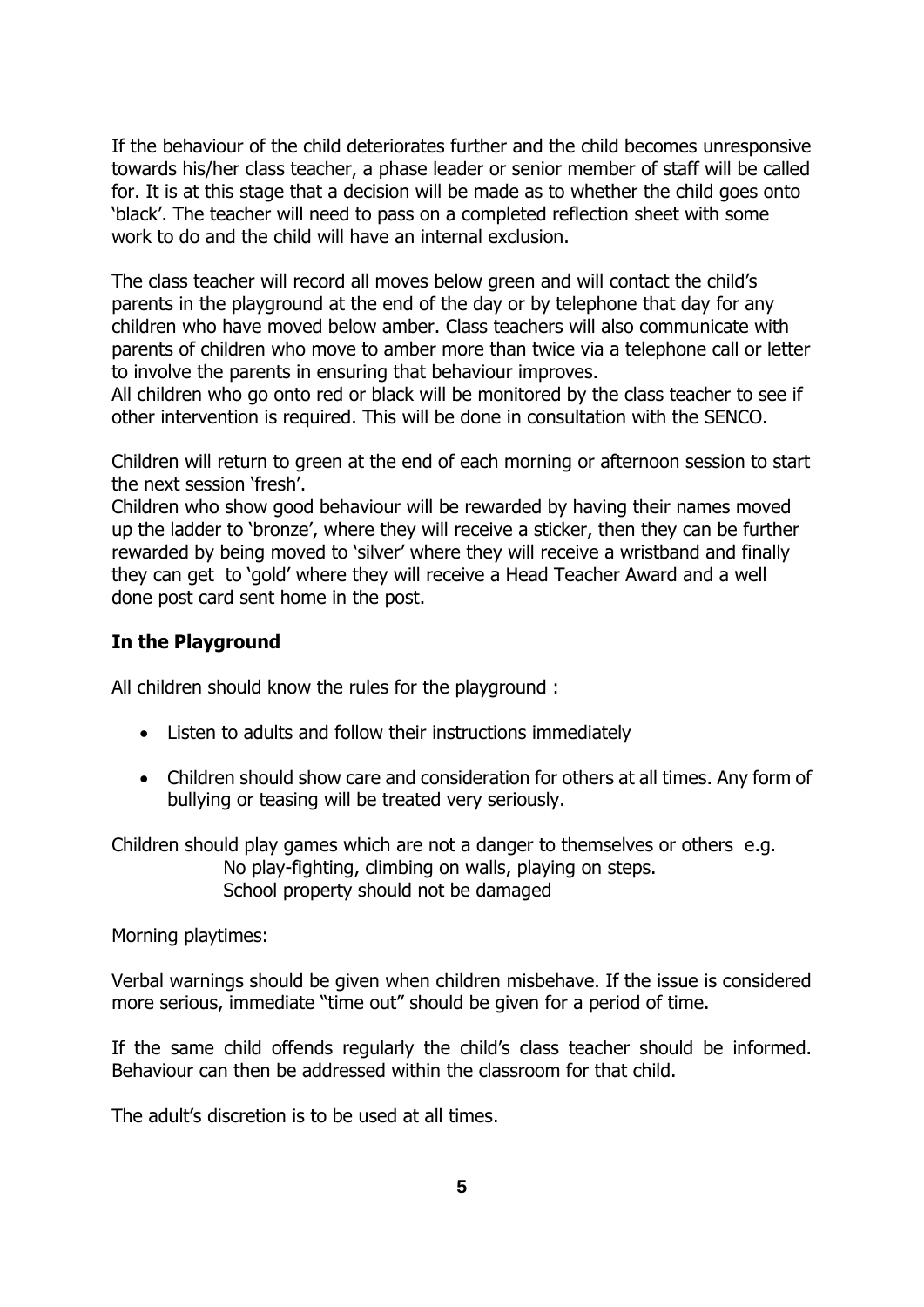If the behaviour of the child deteriorates further and the child becomes unresponsive towards his/her class teacher, a phase leader or senior member of staff will be called for. It is at this stage that a decision will be made as to whether the child goes onto 'black'. The teacher will need to pass on a completed reflection sheet with some work to do and the child will have an internal exclusion.

The class teacher will record all moves below green and will contact the child's parents in the playground at the end of the day or by telephone that day for any children who have moved below amber. Class teachers will also communicate with parents of children who move to amber more than twice via a telephone call or letter to involve the parents in ensuring that behaviour improves.
All children who go onto red or black will be monitored by the class teacher to see if other intervention is required. This will be done in consultation with the SENCO.

Children will return to green at the end of each morning or afternoon session to start the next session 'fresh'.
Children who show good behaviour will be rewarded by having their names moved up the ladder to 'bronze', where they will receive a sticker, then they can be further rewarded by being moved to 'silver' where they will receive a wristband and finally they can get to 'gold' where they will receive a Head Teacher Award and a well done post card sent home in the post.

**In the Playground**

All children should know the rules for the playground :

- Listen to adults and follow their instructions immediately
- Children should show care and consideration for others at all times. Any form of bullying or teasing will be treated very seriously.

Children should play games which are not a danger to themselves or others e.g.
No play-fighting, climbing on walls, playing on steps.
School property should not be damaged

Morning playtimes:

Verbal warnings should be given when children misbehave. If the issue is considered more serious, immediate "time out" should be given for a period of time.

If the same child offends regularly the child's class teacher should be informed. Behaviour can then be addressed within the classroom for that child.

The adult's discretion is to be used at all times.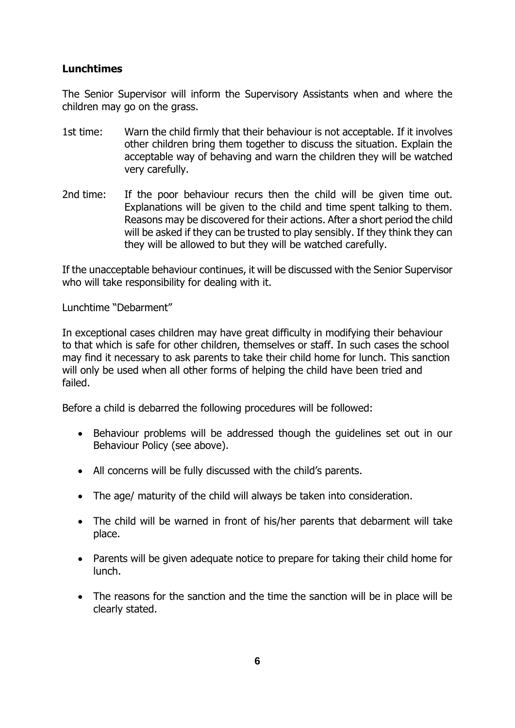**Lunchtimes**

The Senior Supervisor will inform the Supervisory Assistants when and where the children may go on the grass.

1st time: Warn the child firmly that their behaviour is not acceptable. If it involves other children bring them together to discuss the situation. Explain the acceptable way of behaving and warn the children they will be watched very carefully.

2nd time: If the poor behaviour recurs then the child will be given time out. Explanations will be given to the child and time spent talking to them. Reasons may be discovered for their actions. After a short period the child will be asked if they can be trusted to play sensibly. If they think they can they will be allowed to but they will be watched carefully.

If the unacceptable behaviour continues, it will be discussed with the Senior Supervisor who will take responsibility for dealing with it.

Lunchtime "Debarment"

In exceptional cases children may have great difficulty in modifying their behaviour to that which is safe for other children, themselves or staff. In such cases the school may find it necessary to ask parents to take their child home for lunch. This sanction will only be used when all other forms of helping the child have been tried and failed.

Before a child is debarred the following procedures will be followed:

- Behaviour problems will be addressed though the guidelines set out in our Behaviour Policy (see above).
- All concerns will be fully discussed with the child's parents.
- The age/ maturity of the child will always be taken into consideration.
- The child will be warned in front of his/her parents that debarment will take place.
- Parents will be given adequate notice to prepare for taking their child home for lunch.
- The reasons for the sanction and the time the sanction will be in place will be clearly stated.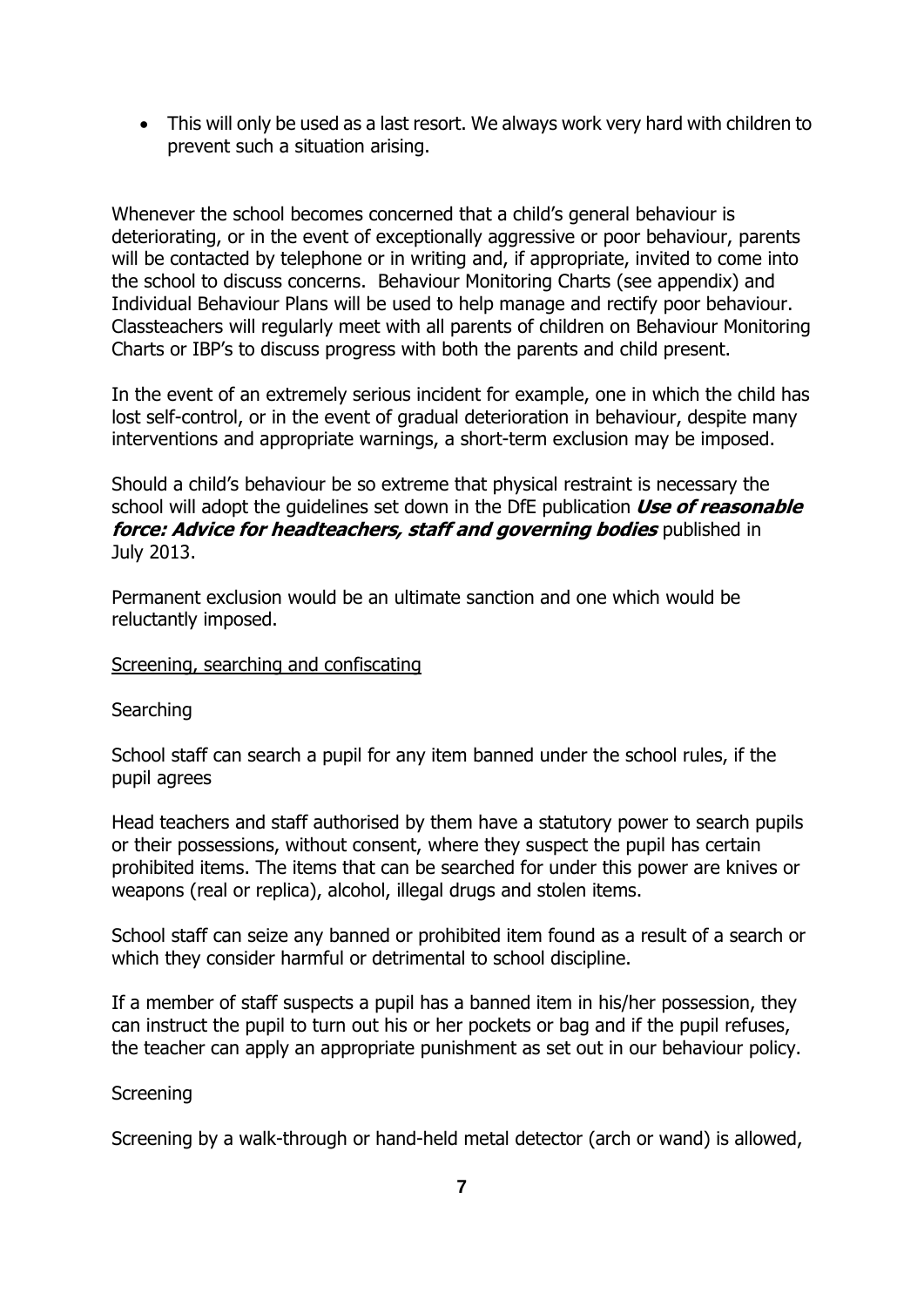- This will only be used as a last resort. We always work very hard with children to prevent such a situation arising.

Whenever the school becomes concerned that a child's general behaviour is deteriorating, or in the event of exceptionally aggressive or poor behaviour, parents will be contacted by telephone or in writing and, if appropriate, invited to come into the school to discuss concerns. Behaviour Monitoring Charts (see appendix) and Individual Behaviour Plans will be used to help manage and rectify poor behaviour. Classteachers will regularly meet with all parents of children on Behaviour Monitoring Charts or IBP's to discuss progress with both the parents and child present.

In the event of an extremely serious incident for example, one in which the child has lost self-control, or in the event of gradual deterioration in behaviour, despite many interventions and appropriate warnings, a short-term exclusion may be imposed.

Should a child's behaviour be so extreme that physical restraint is necessary the school will adopt the guidelines set down in the DfE publication ***Use of reasonable force: Advice for headteachers, staff and governing bodies*** published in July 2013.

Permanent exclusion would be an ultimate sanction and one which would be reluctantly imposed.

<u>Screening, searching and confiscating</u>

Searching

School staff can search a pupil for any item banned under the school rules, if the pupil agrees

Head teachers and staff authorised by them have a statutory power to search pupils or their possessions, without consent, where they suspect the pupil has certain prohibited items. The items that can be searched for under this power are knives or weapons (real or replica), alcohol, illegal drugs and stolen items.

School staff can seize any banned or prohibited item found as a result of a search or which they consider harmful or detrimental to school discipline.

If a member of staff suspects a pupil has a banned item in his/her possession, they can instruct the pupil to turn out his or her pockets or bag and if the pupil refuses, the teacher can apply an appropriate punishment as set out in our behaviour policy.

Screening

Screening by a walk-through or hand-held metal detector (arch or wand) is allowed,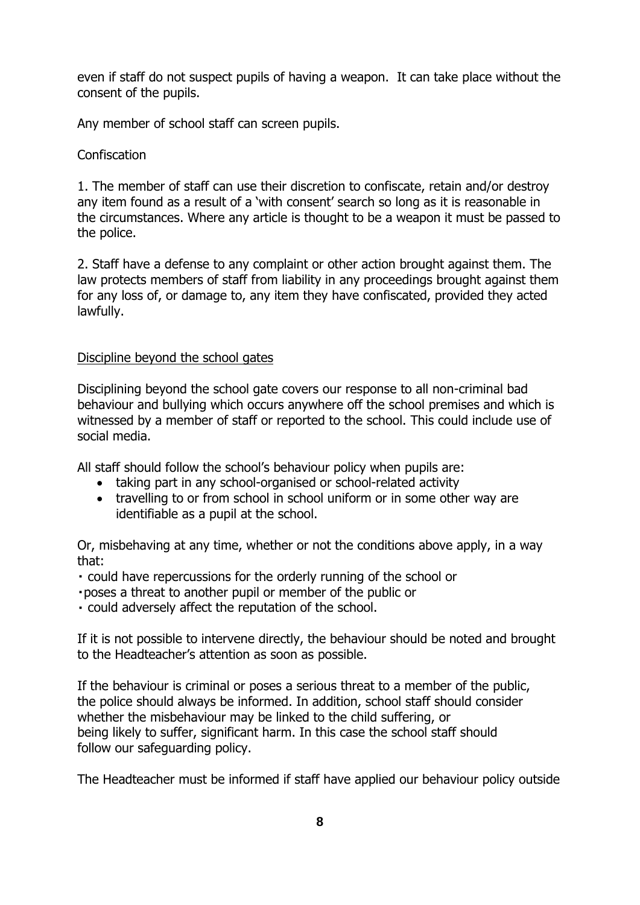even if staff do not suspect pupils of having a weapon. It can take place without the consent of the pupils.

Any member of school staff can screen pupils.

Confiscation

1. The member of staff can use their discretion to confiscate, retain and/or destroy any item found as a result of a 'with consent' search so long as it is reasonable in the circumstances. Where any article is thought to be a weapon it must be passed to the police.

2. Staff have a defense to any complaint or other action brought against them. The law protects members of staff from liability in any proceedings brought against them for any loss of, or damage to, any item they have confiscated, provided they acted lawfully.

<u>Discipline beyond the school gates</u>

Disciplining beyond the school gate covers our response to all non-criminal bad behaviour and bullying which occurs anywhere off the school premises and which is witnessed by a member of staff or reported to the school. This could include use of social media.

All staff should follow the school's behaviour policy when pupils are:

- taking part in any school-organised or school-related activity
- travelling to or from school in school uniform or in some other way are identifiable as a pupil at the school.

Or, misbehaving at any time, whether or not the conditions above apply, in a way that:

- could have repercussions for the orderly running of the school or
- poses a threat to another pupil or member of the public or
- could adversely affect the reputation of the school.

If it is not possible to intervene directly, the behaviour should be noted and brought to the Headteacher's attention as soon as possible.

If the behaviour is criminal or poses a serious threat to a member of the public, the police should always be informed. In addition, school staff should consider whether the misbehaviour may be linked to the child suffering, or being likely to suffer, significant harm. In this case the school staff should follow our safeguarding policy.

The Headteacher must be informed if staff have applied our behaviour policy outside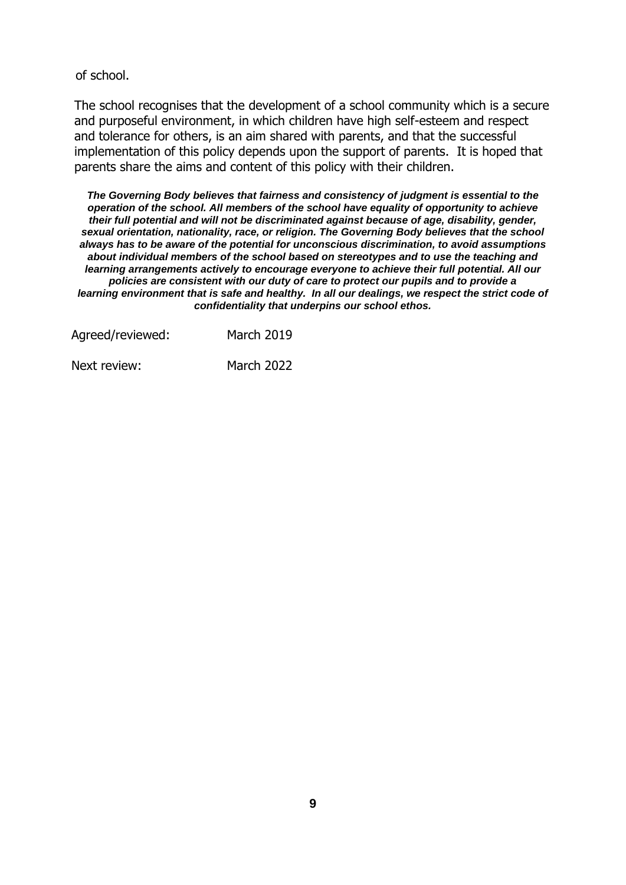of school.

The school recognises that the development of a school community which is a secure and purposeful environment, in which children have high self-esteem and respect and tolerance for others, is an aim shared with parents, and that the successful implementation of this policy depends upon the support of parents. It is hoped that parents share the aims and content of this policy with their children.

***The Governing Body believes that fairness and consistency of judgment is essential to the operation of the school. All members of the school have equality of opportunity to achieve their full potential and will not be discriminated against because of age, disability, gender, sexual orientation, nationality, race, or religion. The Governing Body believes that the school always has to be aware of the potential for unconscious discrimination, to avoid assumptions about individual members of the school based on stereotypes and to use the teaching and learning arrangements actively to encourage everyone to achieve their full potential. All our policies are consistent with our duty of care to protect our pupils and to provide a learning environment that is safe and healthy. In all our dealings, we respect the strict code of confidentiality that underpins our school ethos.***

Agreed/reviewed: March 2019

Next review: March 2022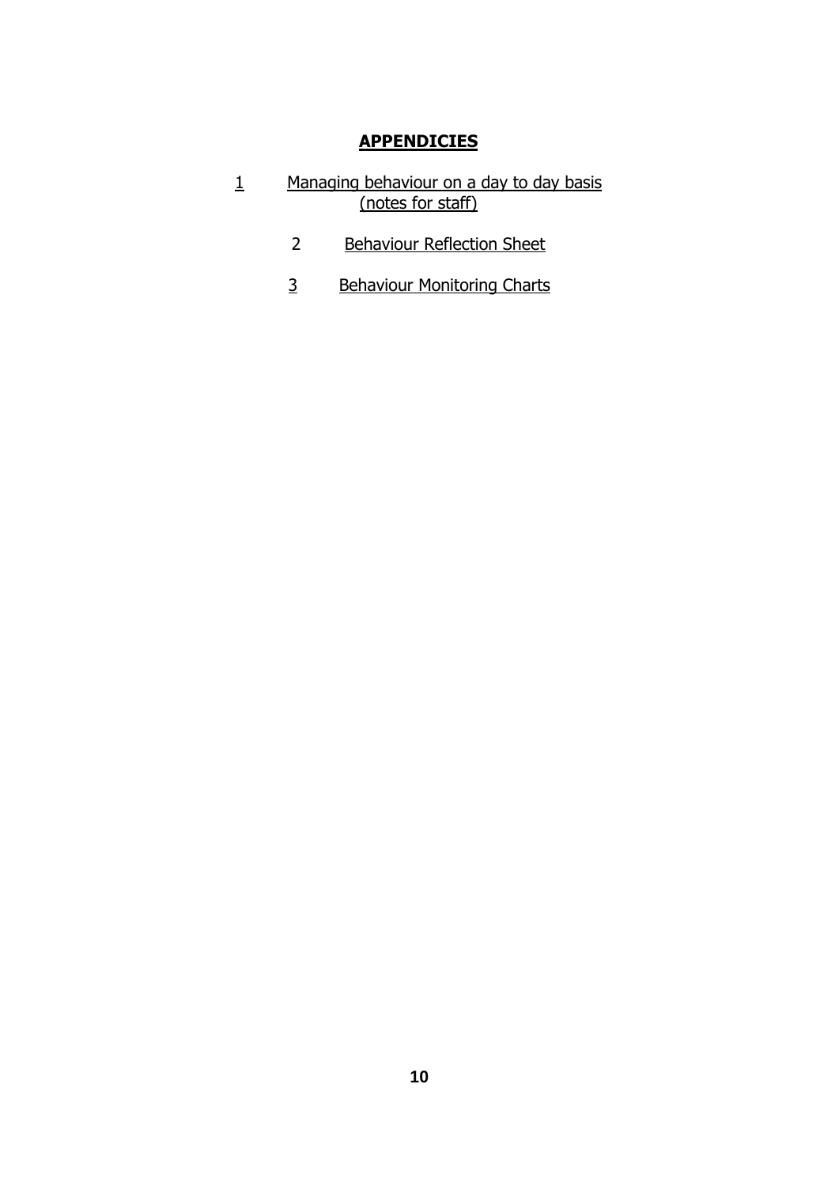## APPENDICIES

1. Managing behaviour on a day to day basis (notes for staff)
2. Behaviour Reflection Sheet
3. Behaviour Monitoring Charts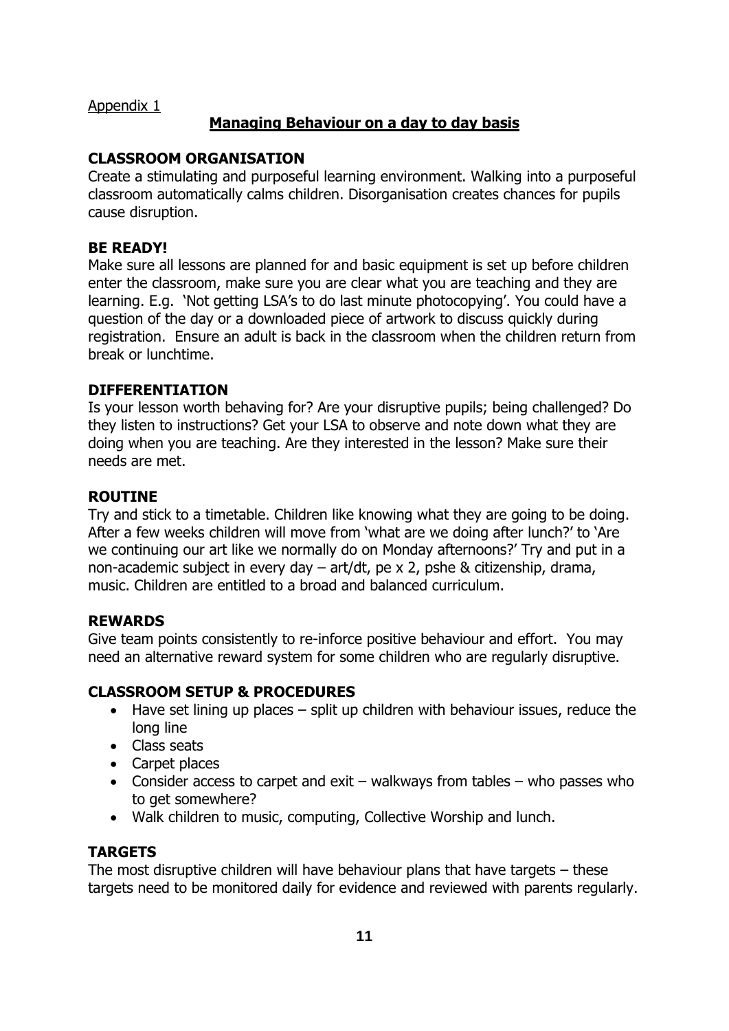Appendix 1

## Managing Behaviour on a day to day basis

**CLASSROOM ORGANISATION**

Create a stimulating and purposeful learning environment. Walking into a purposeful classroom automatically calms children. Disorganisation creates chances for pupils cause disruption.

**BE READY!**

Make sure all lessons are planned for and basic equipment is set up before children enter the classroom, make sure you are clear what you are teaching and they are learning. E.g. 'Not getting LSA's to do last minute photocopying'. You could have a question of the day or a downloaded piece of artwork to discuss quickly during registration. Ensure an adult is back in the classroom when the children return from break or lunchtime.

**DIFFERENTIATION**

Is your lesson worth behaving for? Are your disruptive pupils; being challenged? Do they listen to instructions? Get your LSA to observe and note down what they are doing when you are teaching. Are they interested in the lesson? Make sure their needs are met.

**ROUTINE**

Try and stick to a timetable. Children like knowing what they are going to be doing. After a few weeks children will move from 'what are we doing after lunch?' to 'Are we continuing our art like we normally do on Monday afternoons?' Try and put in a non-academic subject in every day – art/dt, pe x 2, pshe & citizenship, drama, music. Children are entitled to a broad and balanced curriculum.

**REWARDS**

Give team points consistently to re-inforce positive behaviour and effort. You may need an alternative reward system for some children who are regularly disruptive.

**CLASSROOM SETUP & PROCEDURES**

- Have set lining up places – split up children with behaviour issues, reduce the long line
- Class seats
- Carpet places
- Consider access to carpet and exit – walkways from tables – who passes who to get somewhere?
- Walk children to music, computing, Collective Worship and lunch.

**TARGETS**

The most disruptive children will have behaviour plans that have targets – these targets need to be monitored daily for evidence and reviewed with parents regularly.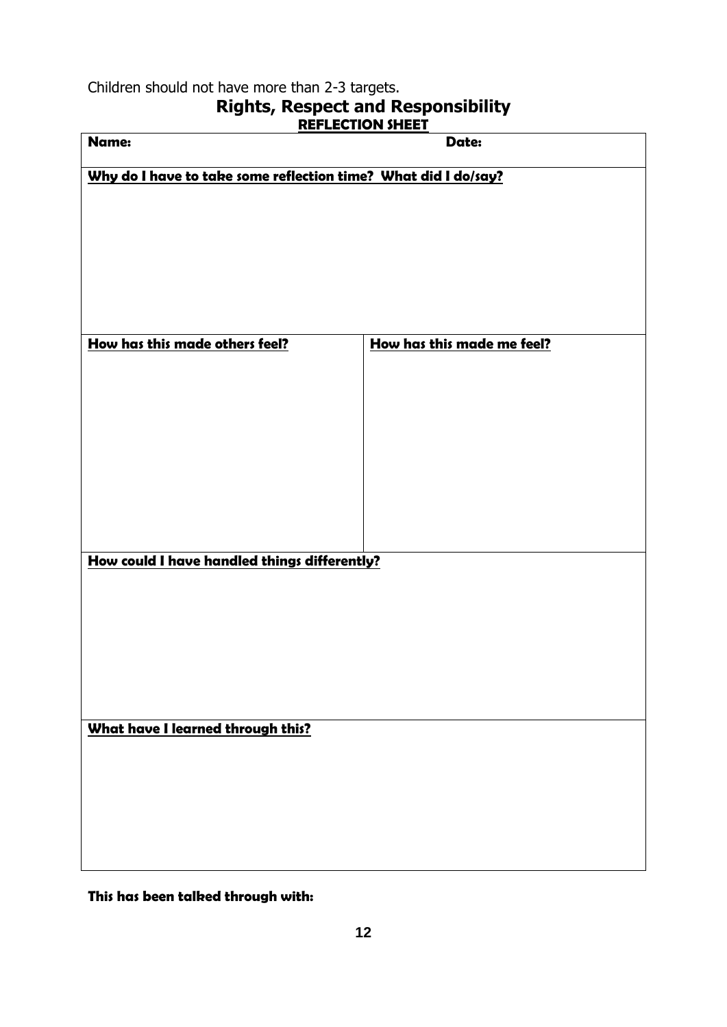Children should not have more than 2-3 targets.

## Rights, Respect and Responsibility

### REFLECTION SHEET

| **Name:** | **Date:** |
|---|---|
| **Why do I have to take some reflection time? What did I do/say?** | |
| **How has this made others feel?** | **How has this made me feel?** |
| **How could I have handled things differently?** | |
| **What have I learned through this?** | |

**This has been talked through with:**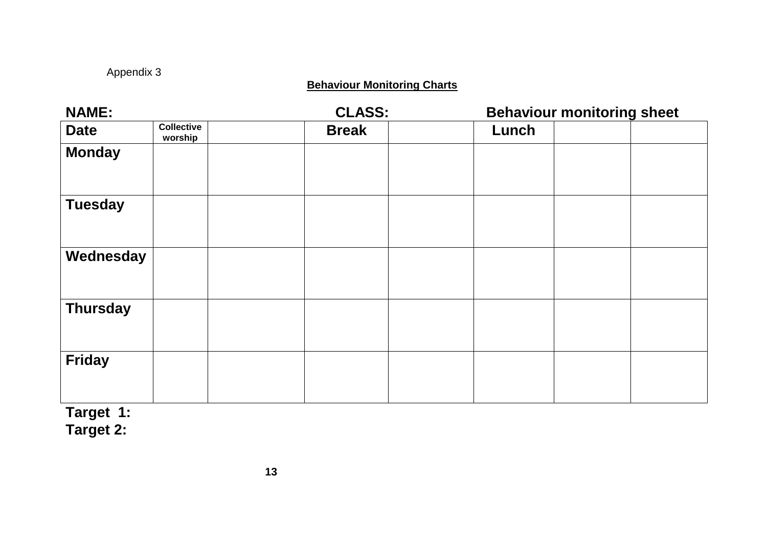Appendix 3

**Behaviour Monitoring Charts**

**NAME:** **CLASS:** **Behaviour monitoring sheet**

| Date | Collective worship | | Break | | Lunch | | |
|---|---|---|---|---|---|---|---|
| Monday | | | | | | | |
| Tuesday | | | | | | | |
| Wednesday | | | | | | | |
| Thursday | | | | | | | |
| Friday | | | | | | | |

**Target 1:**

**Target 2:**